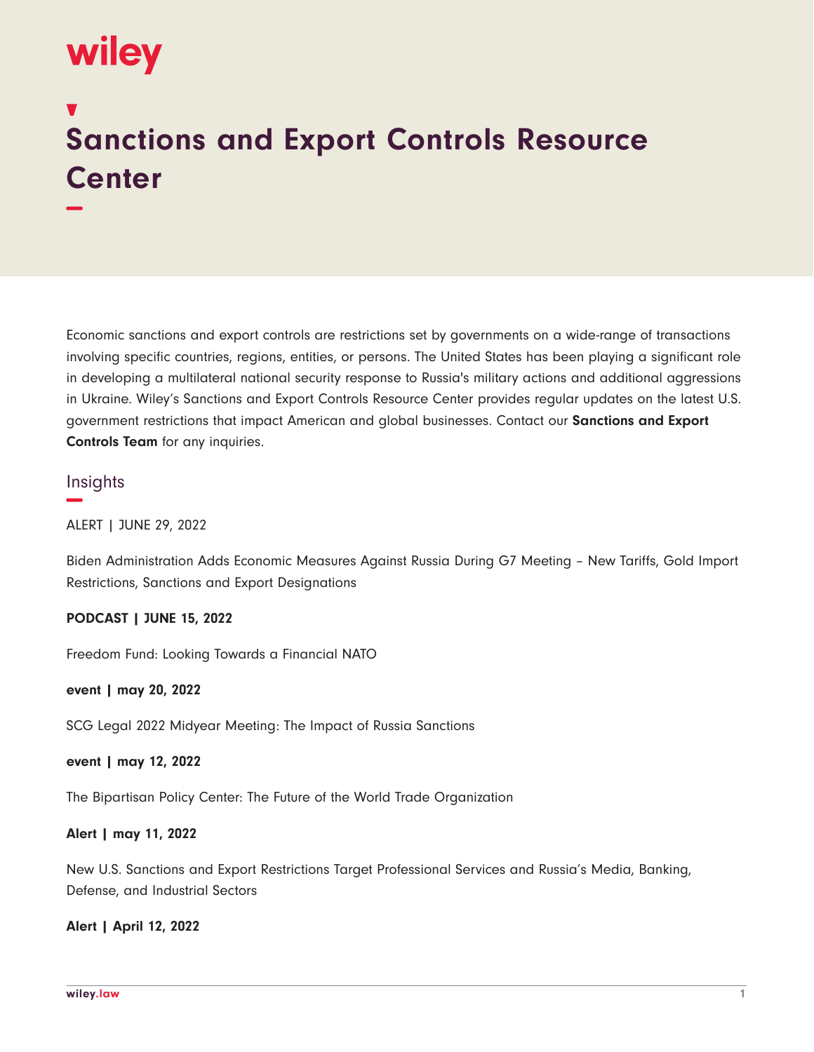wiley

# Sanctions and Export Controls Resource Center

Economic sanctions and export controls are restrictions set by governments on a wide-range of transactions involving specific countries, regions, entities, or persons. The United States has been playing a significant role in developing a multilateral national security response to Russia's military actions and additional aggressions in Ukraine. Wiley's Sanctions and Export Controls Resource Center provides regular updates on the latest U.S. government restrictions that impact American and global businesses. Contact our **Sanctions and Export Controls Team** for any inquiries.

## Insights

ALERT | JUNE 29, 2022

Biden Administration Adds Economic Measures Against Russia During G7 Meeting – New Tariffs, Gold Import Restrictions, Sanctions and Export Designations

**PODCAST | JUNE 15, 2022**

Freedom Fund: Looking Towards a Financial NATO

**event | may 20, 2022**

SCG Legal 2022 Midyear Meeting: The Impact of Russia Sanctions

**event | may 12, 2022**

The Bipartisan Policy Center: The Future of the World Trade Organization

**Alert | may 11, 2022**

New U.S. Sanctions and Export Restrictions Target Professional Services and Russia's Media, Banking, Defense, and Industrial Sectors

**Alert | April 12, 2022**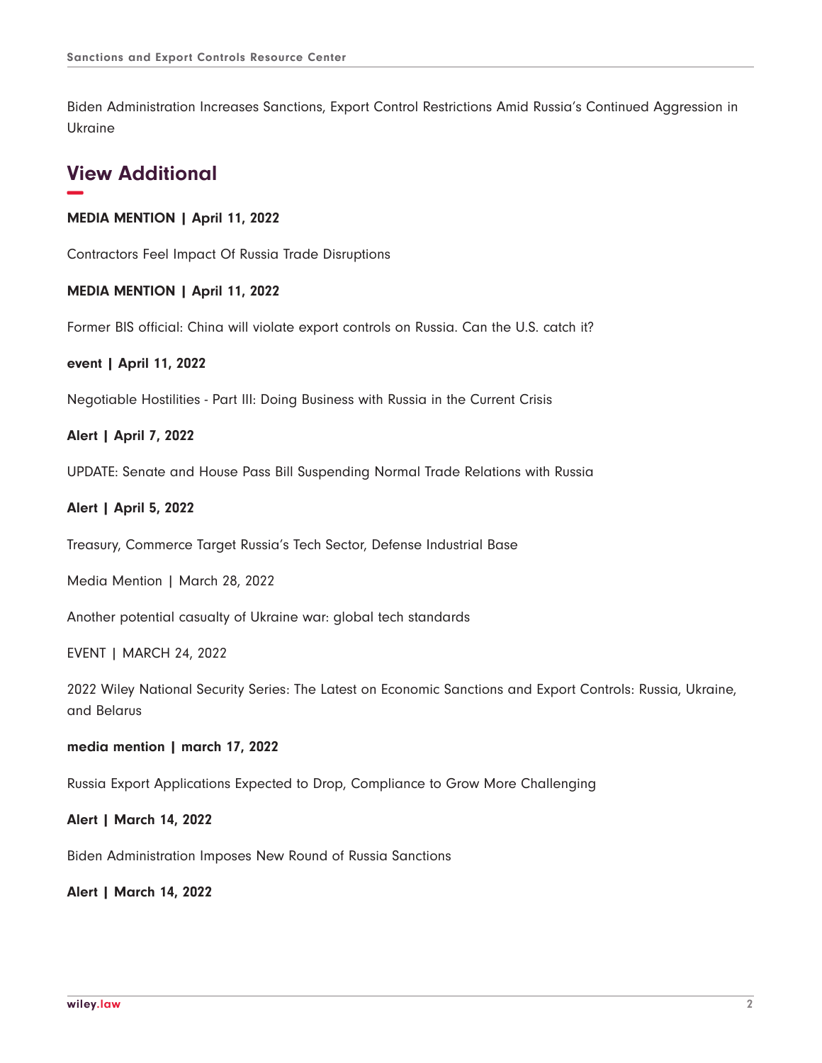Biden Administration Increases Sanctions, Export Control Restrictions Amid Russia's Continued Aggression in Ukraine

## View Additional

**MEDIA MENTION | April 11, 2022**

Contractors Feel Impact Of Russia Trade Disruptions

**MEDIA MENTION | April 11, 2022**

Former BIS official: China will violate export controls on Russia. Can the U.S. catch it?

**event | April 11, 2022**

Negotiable Hostilities - Part III: Doing Business with Russia in the Current Crisis

**Alert | April 7, 2022**

UPDATE: Senate and House Pass Bill Suspending Normal Trade Relations with Russia

**Alert | April 5, 2022**

Treasury, Commerce Target Russia's Tech Sector, Defense Industrial Base

Media Mention | March 28, 2022

Another potential casualty of Ukraine war: global tech standards

EVENT | MARCH 24, 2022

2022 Wiley National Security Series: The Latest on Economic Sanctions and Export Controls: Russia, Ukraine, and Belarus

**media mention | march 17, 2022**

Russia Export Applications Expected to Drop, Compliance to Grow More Challenging

**Alert | March 14, 2022**

Biden Administration Imposes New Round of Russia Sanctions

**Alert | March 14, 2022**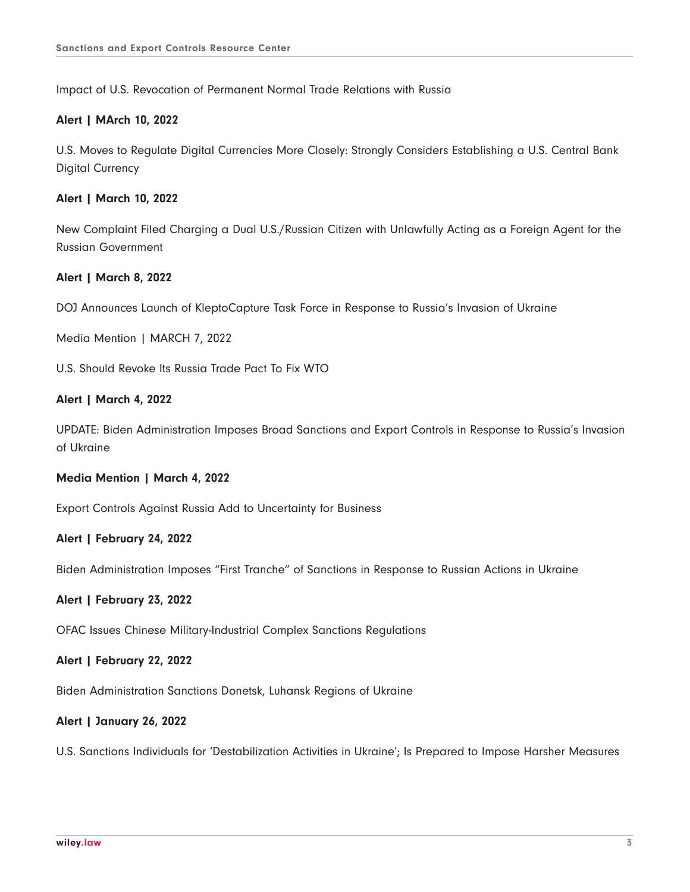Impact of U.S. Revocation of Permanent Normal Trade Relations with Russia

**Alert | MArch 10, 2022**

U.S. Moves to Regulate Digital Currencies More Closely: Strongly Considers Establishing a U.S. Central Bank Digital Currency

**Alert | March 10, 2022**

New Complaint Filed Charging a Dual U.S./Russian Citizen with Unlawfully Acting as a Foreign Agent for the Russian Government

**Alert | March 8, 2022**

DOJ Announces Launch of KleptoCapture Task Force in Response to Russia's Invasion of Ukraine

Media Mention | MARCH 7, 2022

U.S. Should Revoke Its Russia Trade Pact To Fix WTO

**Alert | March 4, 2022**

UPDATE: Biden Administration Imposes Broad Sanctions and Export Controls in Response to Russia's Invasion of Ukraine

**Media Mention | March 4, 2022**

Export Controls Against Russia Add to Uncertainty for Business

**Alert | February 24, 2022**

Biden Administration Imposes "First Tranche" of Sanctions in Response to Russian Actions in Ukraine

**Alert | February 23, 2022**

OFAC Issues Chinese Military-Industrial Complex Sanctions Regulations

**Alert | February 22, 2022**

Biden Administration Sanctions Donetsk, Luhansk Regions of Ukraine

**Alert | January 26, 2022**

U.S. Sanctions Individuals for 'Destabilization Activities in Ukraine'; Is Prepared to Impose Harsher Measures